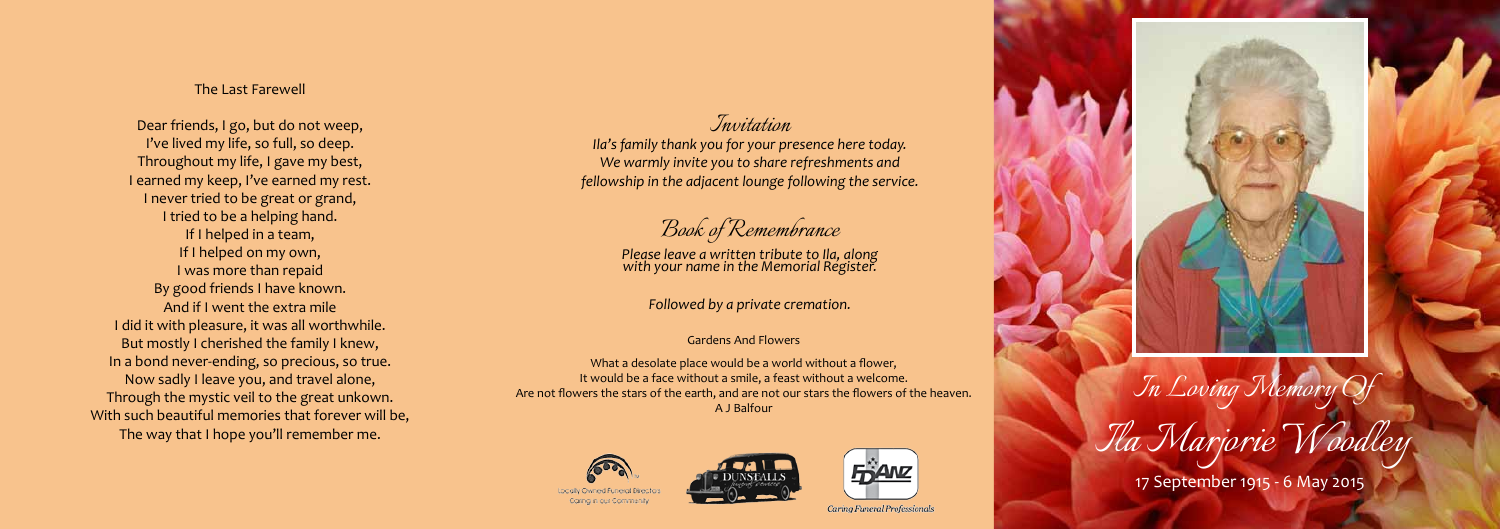## The Last Farewell

Dear friends, I go, but do not weep,
I've lived my life, so full, so deep.
Throughout my life, I gave my best,
I earned my keep, I've earned my rest.
I never tried to be great or grand,
I tried to be a helping hand.
If I helped in a team,
If I helped on my own,
I was more than repaid
By good friends I have known.
And if I went the extra mile
I did it with pleasure, it was all worthwhile.
But mostly I cherished the family I knew,
In a bond never-ending, so precious, so true.
Now sadly I leave you, and travel alone,
Through the mystic veil to the great unkown.
With such beautiful memories that forever will be,
The way that I hope you'll remember me.

## *Invitation*

*Ila's family thank you for your presence here today.*
*We warmly invite you to share refreshments and*
*fellowship in the adjacent lounge following the service.*

## *Book of Remembrance*

*Please leave a written tribute to Ila, along*
*with your name in the Memorial Register.*

*Followed by a private cremation.*

### Gardens And Flowers

What a desolate place would be a world without a flower,
It would be a face without a smile, a feast without a welcome.
Are not flowers the stars of the earth, and are not our stars the flowers of the heaven.
A J Balfour

Locally Owned Funeral Directors
Caring in our Community

DUNSTALLS

FDANZ
Caring Funeral Professionals

# *In Loving Memory Of*

# *Ila Marjorie Woodley*

17 September 1915 - 6 May 2015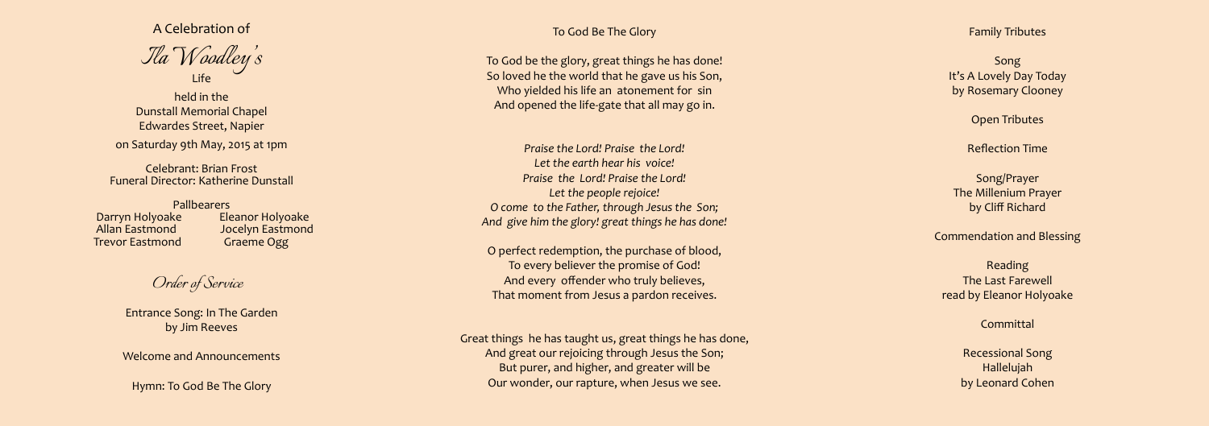A Celebration of

*Ila Woodley's*

Life

held in the
Dunstall Memorial Chapel
Edwardes Street, Napier

on Saturday 9th May, 2015 at 1pm

Celebrant: Brian Frost
Funeral Director: Katherine Dunstall

Pallbearers

| | |
|---|---|
| Darryn Holyoake | Eleanor Holyoake |
| Allan Eastmond | Jocelyn Eastmond |
| Trevor Eastmond | Graeme Ogg |

*Order of Service*

Entrance Song: In The Garden
by Jim Reeves

Welcome and Announcements

Hymn: To God Be The Glory

To God Be The Glory

To God be the glory, great things he has done!
So loved he the world that he gave us his Son,
Who yielded his life an atonement for sin
And opened the life-gate that all may go in.

*Praise the Lord! Praise the Lord!*
*Let the earth hear his voice!*
*Praise the Lord! Praise the Lord!*
*Let the people rejoice!*
*O come to the Father, through Jesus the Son;*
*And give him the glory! great things he has done!*

O perfect redemption, the purchase of blood,
To every believer the promise of God!
And every offender who truly believes,
That moment from Jesus a pardon receives.

Great things he has taught us, great things he has done,
And great our rejoicing through Jesus the Son;
But purer, and higher, and greater will be
Our wonder, our rapture, when Jesus we see.

Family Tributes

Song
It's A Lovely Day Today
by Rosemary Clooney

Open Tributes

Reflection Time

Song/Prayer
The Millenium Prayer
by Cliff Richard

Commendation and Blessing

Reading
The Last Farewell
read by Eleanor Holyoake

Committal

Recessional Song
Hallelujah
by Leonard Cohen